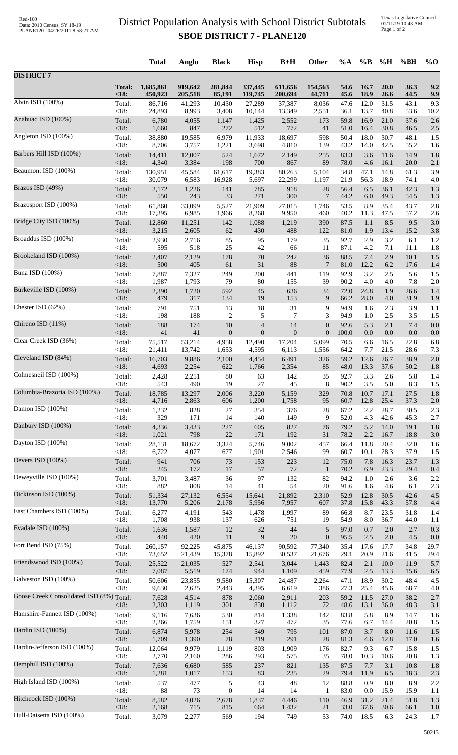# District Population Analysis with School District Subtotals

## SBOE DISTRICT 7 - PLANE120

| | | Total | Anglo | Black | Hisp | B+H | Other | %A | %B | %H | %BH | %O |
|---|---|---|---|---|---|---|---|---|---|---|---|---|
| **DISTRICT 7** | | | | | | | | | | | | |
| | **Total:** | **1,685,861** | **919,642** | **281,844** | **337,445** | **611,656** | **154,563** | **54.6** | **16.7** | **20.0** | **36.3** | **9.2** |
| | **<18:** | **450,923** | **205,518** | **85,191** | **119,745** | **200,694** | **44,711** | **45.6** | **18.9** | **26.6** | **44.5** | **9.9** |
| Alvin ISD (100%) | Total: | 86,716 | 41,293 | 10,430 | 27,289 | 37,387 | 8,036 | 47.6 | 12.0 | 31.5 | 43.1 | 9.3 |
| | <18: | 24,893 | 8,993 | 3,408 | 10,144 | 13,349 | 2,551 | 36.1 | 13.7 | 40.8 | 53.6 | 10.2 |
| Anahuac ISD (100%) | Total: | 6,780 | 4,055 | 1,147 | 1,425 | 2,552 | 173 | 59.8 | 16.9 | 21.0 | 37.6 | 2.6 |
| | <18: | 1,660 | 847 | 272 | 512 | 772 | 41 | 51.0 | 16.4 | 30.8 | 46.5 | 2.5 |
| Angleton ISD (100%) | Total: | 38,880 | 19,585 | 6,979 | 11,933 | 18,697 | 598 | 50.4 | 18.0 | 30.7 | 48.1 | 1.5 |
| | <18: | 8,706 | 3,757 | 1,221 | 3,698 | 4,810 | 139 | 43.2 | 14.0 | 42.5 | 55.2 | 1.6 |
| Barbers Hill ISD (100%) | Total: | 14,411 | 12,007 | 524 | 1,672 | 2,149 | 255 | 83.3 | 3.6 | 11.6 | 14.9 | 1.8 |
| | <18: | 4,340 | 3,384 | 198 | 700 | 867 | 89 | 78.0 | 4.6 | 16.1 | 20.0 | 2.1 |
| Beaumont ISD (100%) | Total: | 130,951 | 45,584 | 61,617 | 19,383 | 80,263 | 5,104 | 34.8 | 47.1 | 14.8 | 61.3 | 3.9 |
| | <18: | 30,079 | 6,583 | 16,928 | 5,697 | 22,299 | 1,197 | 21.9 | 56.3 | 18.9 | 74.1 | 4.0 |
| Brazos ISD (49%) | Total: | 2,172 | 1,226 | 141 | 785 | 918 | 28 | 56.4 | 6.5 | 36.1 | 42.3 | 1.3 |
| | <18: | 550 | 243 | 33 | 271 | 300 | 7 | 44.2 | 6.0 | 49.3 | 54.5 | 1.3 |
| Brazosport ISD (100%) | Total: | 61,860 | 33,099 | 5,527 | 21,909 | 27,015 | 1,746 | 53.5 | 8.9 | 35.4 | 43.7 | 2.8 |
| | <18: | 17,395 | 6,985 | 1,966 | 8,268 | 9,950 | 460 | 40.2 | 11.3 | 47.5 | 57.2 | 2.6 |
| Bridge City ISD (100%) | Total: | 12,860 | 11,251 | 142 | 1,088 | 1,219 | 390 | 87.5 | 1.1 | 8.5 | 9.5 | 3.0 |
| | <18: | 3,215 | 2,605 | 62 | 430 | 488 | 122 | 81.0 | 1.9 | 13.4 | 15.2 | 3.8 |
| Broaddus ISD (100%) | Total: | 2,930 | 2,716 | 85 | 95 | 179 | 35 | 92.7 | 2.9 | 3.2 | 6.1 | 1.2 |
| | <18: | 595 | 518 | 25 | 42 | 66 | 11 | 87.1 | 4.2 | 7.1 | 11.1 | 1.8 |
| Brookeland ISD (100%) | Total: | 2,407 | 2,129 | 178 | 70 | 242 | 36 | 88.5 | 7.4 | 2.9 | 10.1 | 1.5 |
| | <18: | 500 | 405 | 61 | 31 | 88 | 7 | 81.0 | 12.2 | 6.2 | 17.6 | 1.4 |
| Buna ISD (100%) | Total: | 7,887 | 7,327 | 249 | 200 | 441 | 119 | 92.9 | 3.2 | 2.5 | 5.6 | 1.5 |
| | <18: | 1,987 | 1,793 | 79 | 80 | 155 | 39 | 90.2 | 4.0 | 4.0 | 7.8 | 2.0 |
| Burkeville ISD (100%) | Total: | 2,390 | 1,720 | 592 | 45 | 636 | 34 | 72.0 | 24.8 | 1.9 | 26.6 | 1.4 |
| | <18: | 479 | 317 | 134 | 19 | 153 | 9 | 66.2 | 28.0 | 4.0 | 31.9 | 1.9 |
| Chester ISD (62%) | Total: | 791 | 751 | 13 | 18 | 31 | 9 | 94.9 | 1.6 | 2.3 | 3.9 | 1.1 |
| | <18: | 198 | 188 | 2 | 5 | 7 | 3 | 94.9 | 1.0 | 2.5 | 3.5 | 1.5 |
| Chireno ISD (11%) | Total: | 188 | 174 | 10 | 4 | 14 | 0 | 92.6 | 5.3 | 2.1 | 7.4 | 0.0 |
| | <18: | 41 | 41 | 0 | 0 | 0 | 0 | 100.0 | 0.0 | 0.0 | 0.0 | 0.0 |
| Clear Creek ISD (36%) | Total: | 75,517 | 53,214 | 4,958 | 12,490 | 17,204 | 5,099 | 70.5 | 6.6 | 16.5 | 22.8 | 6.8 |
| | <18: | 21,411 | 13,742 | 1,653 | 4,595 | 6,113 | 1,556 | 64.2 | 7.7 | 21.5 | 28.6 | 7.3 |
| Cleveland ISD (84%) | Total: | 16,703 | 9,886 | 2,100 | 4,454 | 6,491 | 326 | 59.2 | 12.6 | 26.7 | 38.9 | 2.0 |
| | <18: | 4,693 | 2,254 | 622 | 1,766 | 2,354 | 85 | 48.0 | 13.3 | 37.6 | 50.2 | 1.8 |
| Colmesneil ISD (100%) | Total: | 2,428 | 2,251 | 80 | 63 | 142 | 35 | 92.7 | 3.3 | 2.6 | 5.8 | 1.4 |
| | <18: | 543 | 490 | 19 | 27 | 45 | 8 | 90.2 | 3.5 | 5.0 | 8.3 | 1.5 |
| Columbia-Brazoria ISD (100%) | Total: | 18,785 | 13,297 | 2,006 | 3,220 | 5,159 | 329 | 70.8 | 10.7 | 17.1 | 27.5 | 1.8 |
| | <18: | 4,716 | 2,863 | 606 | 1,200 | 1,758 | 95 | 60.7 | 12.8 | 25.4 | 37.3 | 2.0 |
| Damon ISD (100%) | Total: | 1,232 | 828 | 27 | 354 | 376 | 28 | 67.2 | 2.2 | 28.7 | 30.5 | 2.3 |
| | <18: | 329 | 171 | 14 | 140 | 149 | 9 | 52.0 | 4.3 | 42.6 | 45.3 | 2.7 |
| Danbury ISD (100%) | Total: | 4,336 | 3,433 | 227 | 605 | 827 | 76 | 79.2 | 5.2 | 14.0 | 19.1 | 1.8 |
| | <18: | 1,021 | 798 | 22 | 171 | 192 | 31 | 78.2 | 2.2 | 16.7 | 18.8 | 3.0 |
| Dayton ISD (100%) | Total: | 28,131 | 18,672 | 3,324 | 5,746 | 9,002 | 457 | 66.4 | 11.8 | 20.4 | 32.0 | 1.6 |
| | <18: | 6,722 | 4,077 | 677 | 1,901 | 2,546 | 99 | 60.7 | 10.1 | 28.3 | 37.9 | 1.5 |
| Devers ISD (100%) | Total: | 941 | 706 | 73 | 153 | 223 | 12 | 75.0 | 7.8 | 16.3 | 23.7 | 1.3 |
| | <18: | 245 | 172 | 17 | 57 | 72 | 1 | 70.2 | 6.9 | 23.3 | 29.4 | 0.4 |
| Deweyville ISD (100%) | Total: | 3,701 | 3,487 | 36 | 97 | 132 | 82 | 94.2 | 1.0 | 2.6 | 3.6 | 2.2 |
| | <18: | 882 | 808 | 14 | 41 | 54 | 20 | 91.6 | 1.6 | 4.6 | 6.1 | 2.3 |
| Dickinson ISD (100%) | Total: | 51,334 | 27,132 | 6,554 | 15,641 | 21,892 | 2,310 | 52.9 | 12.8 | 30.5 | 42.6 | 4.5 |
| | <18: | 13,770 | 5,206 | 2,178 | 5,956 | 7,957 | 607 | 37.8 | 15.8 | 43.3 | 57.8 | 4.4 |
| East Chambers ISD (100%) | Total: | 6,277 | 4,191 | 543 | 1,478 | 1,997 | 89 | 66.8 | 8.7 | 23.5 | 31.8 | 1.4 |
| | <18: | 1,708 | 938 | 137 | 626 | 751 | 19 | 54.9 | 8.0 | 36.7 | 44.0 | 1.1 |
| Evadale ISD (100%) | Total: | 1,636 | 1,587 | 12 | 32 | 44 | 5 | 97.0 | 0.7 | 2.0 | 2.7 | 0.3 |
| | <18: | 440 | 420 | 11 | 9 | 20 | 0 | 95.5 | 2.5 | 2.0 | 4.5 | 0.0 |
| Fort Bend ISD (75%) | Total: | 260,157 | 92,225 | 45,875 | 46,137 | 90,592 | 77,340 | 35.4 | 17.6 | 17.7 | 34.8 | 29.7 |
| | <18: | 73,652 | 21,439 | 15,378 | 15,892 | 30,537 | 21,676 | 29.1 | 20.9 | 21.6 | 41.5 | 29.4 |
| Friendswood ISD (100%) | Total: | 25,522 | 21,035 | 527 | 2,541 | 3,044 | 1,443 | 82.4 | 2.1 | 10.0 | 11.9 | 5.7 |
| | <18: | 7,087 | 5,519 | 174 | 944 | 1,109 | 459 | 77.9 | 2.5 | 13.3 | 15.6 | 6.5 |
| Galveston ISD (100%) | Total: | 50,606 | 23,855 | 9,580 | 15,307 | 24,487 | 2,264 | 47.1 | 18.9 | 30.2 | 48.4 | 4.5 |
| | <18: | 9,630 | 2,625 | 2,443 | 4,395 | 6,619 | 386 | 27.3 | 25.4 | 45.6 | 68.7 | 4.0 |
| Goose Creek Consolidated ISD (8%) | Total: | 7,628 | 4,514 | 878 | 2,060 | 2,911 | 203 | 59.2 | 11.5 | 27.0 | 38.2 | 2.7 |
| | <18: | 2,303 | 1,119 | 301 | 830 | 1,112 | 72 | 48.6 | 13.1 | 36.0 | 48.3 | 3.1 |
| Hamshire-Fannett ISD (100%) | Total: | 9,116 | 7,636 | 530 | 814 | 1,338 | 142 | 83.8 | 5.8 | 8.9 | 14.7 | 1.6 |
| | <18: | 2,266 | 1,759 | 151 | 327 | 472 | 35 | 77.6 | 6.7 | 14.4 | 20.8 | 1.5 |
| Hardin ISD (100%) | Total: | 6,874 | 5,978 | 254 | 549 | 795 | 101 | 87.0 | 3.7 | 8.0 | 11.6 | 1.5 |
| | <18: | 1,709 | 1,390 | 78 | 219 | 291 | 28 | 81.3 | 4.6 | 12.8 | 17.0 | 1.6 |
| Hardin-Jefferson ISD (100%) | Total: | 12,064 | 9,979 | 1,119 | 803 | 1,909 | 176 | 82.7 | 9.3 | 6.7 | 15.8 | 1.5 |
| | <18: | 2,770 | 2,160 | 286 | 293 | 575 | 35 | 78.0 | 10.3 | 10.6 | 20.8 | 1.3 |
| Hemphill ISD (100%) | Total: | 7,636 | 6,680 | 585 | 237 | 821 | 135 | 87.5 | 7.7 | 3.1 | 10.8 | 1.8 |
| | <18: | 1,281 | 1,017 | 153 | 83 | 235 | 29 | 79.4 | 11.9 | 6.5 | 18.3 | 2.3 |
| High Island ISD (100%) | Total: | 537 | 477 | 5 | 43 | 48 | 12 | 88.8 | 0.9 | 8.0 | 8.9 | 2.2 |
| | <18: | 88 | 73 | 0 | 14 | 14 | 1 | 83.0 | 0.0 | 15.9 | 15.9 | 1.1 |
| Hitchcock ISD (100%) | Total: | 8,582 | 4,026 | 2,678 | 1,837 | 4,446 | 110 | 46.9 | 31.2 | 21.4 | 51.8 | 1.3 |
| | <18: | 2,168 | 715 | 815 | 664 | 1,432 | 21 | 33.0 | 37.6 | 30.6 | 66.1 | 1.0 |
| Hull-Daisetta ISD (100%) | Total: | 3,079 | 2,277 | 569 | 194 | 749 | 53 | 74.0 | 18.5 | 6.3 | 24.3 | 1.7 |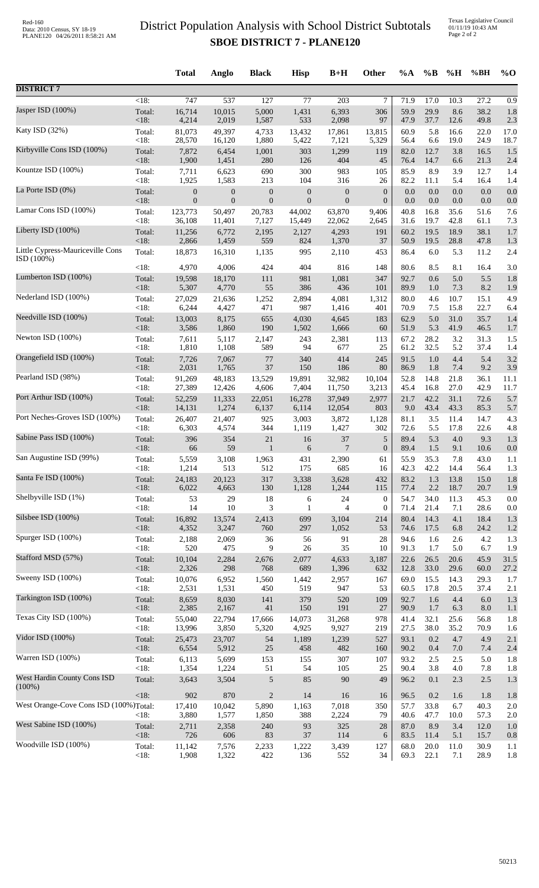# District Population Analysis with School District Subtotals

## SBOE DISTRICT 7 - PLANE120

| | | Total | Anglo | Black | Hisp | B+H | Other | %A | %B | %H | %BH | %O |
|---|---|---|---|---|---|---|---|---|---|---|---|---|
| **DISTRICT 7** | | | | | | | | | | | | |
| | <18: | 747 | 537 | 127 | 77 | 203 | 7 | 71.9 | 17.0 | 10.3 | 27.2 | 0.9 |
| Jasper ISD (100%) | Total: | 16,714 | 10,015 | 5,000 | 1,431 | 6,393 | 306 | 59.9 | 29.9 | 8.6 | 38.2 | 1.8 |
| | <18: | 4,214 | 2,019 | 1,587 | 533 | 2,098 | 97 | 47.9 | 37.7 | 12.6 | 49.8 | 2.3 |
| Katy ISD (32%) | Total: | 81,073 | 49,397 | 4,733 | 13,432 | 17,861 | 13,815 | 60.9 | 5.8 | 16.6 | 22.0 | 17.0 |
| | <18: | 28,570 | 16,120 | 1,880 | 5,422 | 7,121 | 5,329 | 56.4 | 6.6 | 19.0 | 24.9 | 18.7 |
| Kirbyville Cons ISD (100%) | Total: | 7,872 | 6,454 | 1,001 | 303 | 1,299 | 119 | 82.0 | 12.7 | 3.8 | 16.5 | 1.5 |
| | <18: | 1,900 | 1,451 | 280 | 126 | 404 | 45 | 76.4 | 14.7 | 6.6 | 21.3 | 2.4 |
| Kountze ISD (100%) | Total: | 7,711 | 6,623 | 690 | 300 | 983 | 105 | 85.9 | 8.9 | 3.9 | 12.7 | 1.4 |
| | <18: | 1,925 | 1,583 | 213 | 104 | 316 | 26 | 82.2 | 11.1 | 5.4 | 16.4 | 1.4 |
| La Porte ISD (0%) | Total: | 0 | 0 | 0 | 0 | 0 | 0 | 0.0 | 0.0 | 0.0 | 0.0 | 0.0 |
| | <18: | 0 | 0 | 0 | 0 | 0 | 0 | 0.0 | 0.0 | 0.0 | 0.0 | 0.0 |
| Lamar Cons ISD (100%) | Total: | 123,773 | 50,497 | 20,783 | 44,002 | 63,870 | 9,406 | 40.8 | 16.8 | 35.6 | 51.6 | 7.6 |
| | <18: | 36,108 | 11,401 | 7,127 | 15,449 | 22,062 | 2,645 | 31.6 | 19.7 | 42.8 | 61.1 | 7.3 |
| Liberty ISD (100%) | Total: | 11,256 | 6,772 | 2,195 | 2,127 | 4,293 | 191 | 60.2 | 19.5 | 18.9 | 38.1 | 1.7 |
| | <18: | 2,866 | 1,459 | 559 | 824 | 1,370 | 37 | 50.9 | 19.5 | 28.8 | 47.8 | 1.3 |
| Little Cypress-Mauriceville Cons ISD (100%) | Total: | 18,873 | 16,310 | 1,135 | 995 | 2,110 | 453 | 86.4 | 6.0 | 5.3 | 11.2 | 2.4 |
| | <18: | 4,970 | 4,006 | 424 | 404 | 816 | 148 | 80.6 | 8.5 | 8.1 | 16.4 | 3.0 |
| Lumberton ISD (100%) | Total: | 19,598 | 18,170 | 111 | 981 | 1,081 | 347 | 92.7 | 0.6 | 5.0 | 5.5 | 1.8 |
| | <18: | 5,307 | 4,770 | 55 | 386 | 436 | 101 | 89.9 | 1.0 | 7.3 | 8.2 | 1.9 |
| Nederland ISD (100%) | Total: | 27,029 | 21,636 | 1,252 | 2,894 | 4,081 | 1,312 | 80.0 | 4.6 | 10.7 | 15.1 | 4.9 |
| | <18: | 6,244 | 4,427 | 471 | 987 | 1,416 | 401 | 70.9 | 7.5 | 15.8 | 22.7 | 6.4 |
| Needville ISD (100%) | Total: | 13,003 | 8,175 | 655 | 4,030 | 4,645 | 183 | 62.9 | 5.0 | 31.0 | 35.7 | 1.4 |
| | <18: | 3,586 | 1,860 | 190 | 1,502 | 1,666 | 60 | 51.9 | 5.3 | 41.9 | 46.5 | 1.7 |
| Newton ISD (100%) | Total: | 7,611 | 5,117 | 2,147 | 243 | 2,381 | 113 | 67.2 | 28.2 | 3.2 | 31.3 | 1.5 |
| | <18: | 1,810 | 1,108 | 589 | 94 | 677 | 25 | 61.2 | 32.5 | 5.2 | 37.4 | 1.4 |
| Orangefield ISD (100%) | Total: | 7,726 | 7,067 | 77 | 340 | 414 | 245 | 91.5 | 1.0 | 4.4 | 5.4 | 3.2 |
| | <18: | 2,031 | 1,765 | 37 | 150 | 186 | 80 | 86.9 | 1.8 | 7.4 | 9.2 | 3.9 |
| Pearland ISD (98%) | Total: | 91,269 | 48,183 | 13,529 | 19,891 | 32,982 | 10,104 | 52.8 | 14.8 | 21.8 | 36.1 | 11.1 |
| | <18: | 27,389 | 12,426 | 4,606 | 7,404 | 11,750 | 3,213 | 45.4 | 16.8 | 27.0 | 42.9 | 11.7 |
| Port Arthur ISD (100%) | Total: | 52,259 | 11,333 | 22,051 | 16,278 | 37,949 | 2,977 | 21.7 | 42.2 | 31.1 | 72.6 | 5.7 |
| | <18: | 14,131 | 1,274 | 6,137 | 6,114 | 12,054 | 803 | 9.0 | 43.4 | 43.3 | 85.3 | 5.7 |
| Port Neches-Groves ISD (100%) | Total: | 26,407 | 21,407 | 925 | 3,003 | 3,872 | 1,128 | 81.1 | 3.5 | 11.4 | 14.7 | 4.3 |
| | <18: | 6,303 | 4,574 | 344 | 1,119 | 1,427 | 302 | 72.6 | 5.5 | 17.8 | 22.6 | 4.8 |
| Sabine Pass ISD (100%) | Total: | 396 | 354 | 21 | 16 | 37 | 5 | 89.4 | 5.3 | 4.0 | 9.3 | 1.3 |
| | <18: | 66 | 59 | 1 | 6 | 7 | 0 | 89.4 | 1.5 | 9.1 | 10.6 | 0.0 |
| San Augustine ISD (99%) | Total: | 5,559 | 3,108 | 1,963 | 431 | 2,390 | 61 | 55.9 | 35.3 | 7.8 | 43.0 | 1.1 |
| | <18: | 1,214 | 513 | 512 | 175 | 685 | 16 | 42.3 | 42.2 | 14.4 | 56.4 | 1.3 |
| Santa Fe ISD (100%) | Total: | 24,183 | 20,123 | 317 | 3,338 | 3,628 | 432 | 83.2 | 1.3 | 13.8 | 15.0 | 1.8 |
| | <18: | 6,022 | 4,663 | 130 | 1,128 | 1,244 | 115 | 77.4 | 2.2 | 18.7 | 20.7 | 1.9 |
| Shelbyville ISD (1%) | Total: | 53 | 29 | 18 | 6 | 24 | 0 | 54.7 | 34.0 | 11.3 | 45.3 | 0.0 |
| | <18: | 14 | 10 | 3 | 1 | 4 | 0 | 71.4 | 21.4 | 7.1 | 28.6 | 0.0 |
| Silsbee ISD (100%) | Total: | 16,892 | 13,574 | 2,413 | 699 | 3,104 | 214 | 80.4 | 14.3 | 4.1 | 18.4 | 1.3 |
| | <18: | 4,352 | 3,247 | 760 | 297 | 1,052 | 53 | 74.6 | 17.5 | 6.8 | 24.2 | 1.2 |
| Spurger ISD (100%) | Total: | 2,188 | 2,069 | 36 | 56 | 91 | 28 | 94.6 | 1.6 | 2.6 | 4.2 | 1.3 |
| | <18: | 520 | 475 | 9 | 26 | 35 | 10 | 91.3 | 1.7 | 5.0 | 6.7 | 1.9 |
| Stafford MSD (57%) | Total: | 10,104 | 2,284 | 2,676 | 2,077 | 4,633 | 3,187 | 22.6 | 26.5 | 20.6 | 45.9 | 31.5 |
| | <18: | 2,326 | 298 | 768 | 689 | 1,396 | 632 | 12.8 | 33.0 | 29.6 | 60.0 | 27.2 |
| Sweeny ISD (100%) | Total: | 10,076 | 6,952 | 1,560 | 1,442 | 2,957 | 167 | 69.0 | 15.5 | 14.3 | 29.3 | 1.7 |
| | <18: | 2,531 | 1,531 | 450 | 519 | 947 | 53 | 60.5 | 17.8 | 20.5 | 37.4 | 2.1 |
| Tarkington ISD (100%) | Total: | 8,659 | 8,030 | 141 | 379 | 520 | 109 | 92.7 | 1.6 | 4.4 | 6.0 | 1.3 |
| | <18: | 2,385 | 2,167 | 41 | 150 | 191 | 27 | 90.9 | 1.7 | 6.3 | 8.0 | 1.1 |
| Texas City ISD (100%) | Total: | 55,040 | 22,794 | 17,666 | 14,073 | 31,268 | 978 | 41.4 | 32.1 | 25.6 | 56.8 | 1.8 |
| | <18: | 13,996 | 3,850 | 5,320 | 4,925 | 9,927 | 219 | 27.5 | 38.0 | 35.2 | 70.9 | 1.6 |
| Vidor ISD (100%) | Total: | 25,473 | 23,707 | 54 | 1,189 | 1,239 | 527 | 93.1 | 0.2 | 4.7 | 4.9 | 2.1 |
| | <18: | 6,554 | 5,912 | 25 | 458 | 482 | 160 | 90.2 | 0.4 | 7.0 | 7.4 | 2.4 |
| Warren ISD (100%) | Total: | 6,113 | 5,699 | 153 | 155 | 307 | 107 | 93.2 | 2.5 | 2.5 | 5.0 | 1.8 |
| | <18: | 1,354 | 1,224 | 51 | 54 | 105 | 25 | 90.4 | 3.8 | 4.0 | 7.8 | 1.8 |
| West Hardin County Cons ISD (100%) | Total: | 3,643 | 3,504 | 5 | 85 | 90 | 49 | 96.2 | 0.1 | 2.3 | 2.5 | 1.3 |
| | <18: | 902 | 870 | 2 | 14 | 16 | 16 | 96.5 | 0.2 | 1.6 | 1.8 | 1.8 |
| West Orange-Cove Cons ISD (100%) | Total: | 17,410 | 10,042 | 5,890 | 1,163 | 7,018 | 350 | 57.7 | 33.8 | 6.7 | 40.3 | 2.0 |
| | <18: | 3,880 | 1,577 | 1,850 | 388 | 2,224 | 79 | 40.6 | 47.7 | 10.0 | 57.3 | 2.0 |
| West Sabine ISD (100%) | Total: | 2,711 | 2,358 | 240 | 93 | 325 | 28 | 87.0 | 8.9 | 3.4 | 12.0 | 1.0 |
| | <18: | 726 | 606 | 83 | 37 | 114 | 6 | 83.5 | 11.4 | 5.1 | 15.7 | 0.8 |
| Woodville ISD (100%) | Total: | 11,142 | 7,576 | 2,233 | 1,222 | 3,439 | 127 | 68.0 | 20.0 | 11.0 | 30.9 | 1.1 |
| | <18: | 1,908 | 1,322 | 422 | 136 | 552 | 34 | 69.3 | 22.1 | 7.1 | 28.9 | 1.8 |